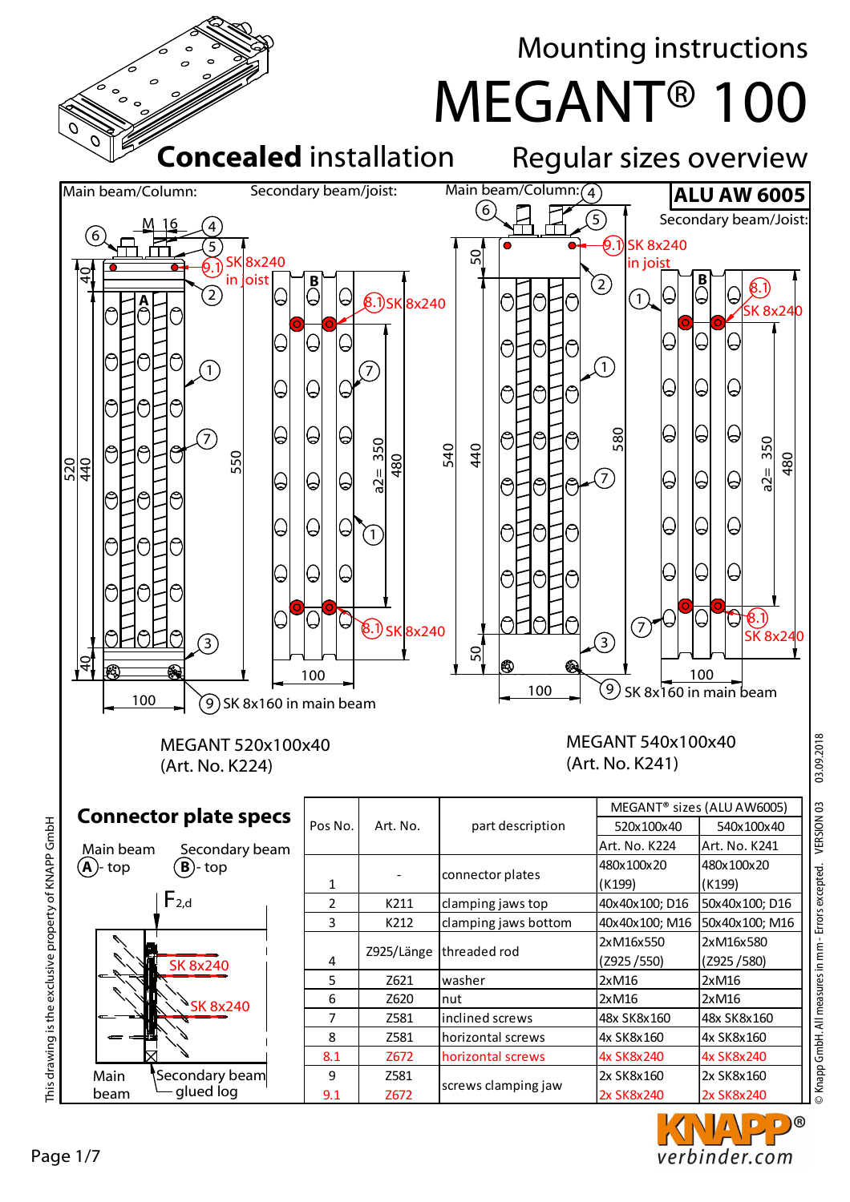# Mounting instructions

# MEGANT® 100

## Concealed installation

## Regular sizes overview

**ALU AW 6005**

Main beam/Column: Secondary beam/joist:

MEGANT 520x100x40
(Art. No. K224)

Main beam/Column: Secondary beam/Joist:

MEGANT 540x100x40
(Art. No. K241)

## Connector plate specs

Main beam (A) - top Secondary beam (B) - top

$F_{2,d}$

SK 8x240

SK 8x240

Main beam Secondary beam glued log

| Pos No. | Art. No. | part description | MEGANT® sizes (ALU AW6005) | |
|---|---|---|---|---|
| | | | 520x100x40 | 540x100x40 |
| | | | Art. No. K224 | Art. No. K241 |
| 1 | - | connector plates | 480x100x20 (K199) | 480x100x20 (K199) |
| 2 | K211 | clamping jaws top | 40x40x100; D16 | 50x40x100; D16 |
| 3 | K212 | clamping jaws bottom | 40x40x100; M16 | 50x40x100; M16 |
| 4 | Z925/Länge | threaded rod | 2xM16x550 (Z925 /550) | 2xM16x580 (Z925 /580) |
| 5 | Z621 | washer | 2xM16 | 2xM16 |
| 6 | Z620 | nut | 2xM16 | 2xM16 |
| 7 | Z581 | inclined screws | 48x SK8x160 | 48x SK8x160 |
| 8 | Z581 | horizontal screws | 4x SK8x160 | 4x SK8x160 |
| 8.1 | Z672 | horizontal screws | 4x SK8x240 | 4x SK8x240 |
| 9 | Z581 | screws clamping jaw | 2x SK8x160 | 2x SK8x160 |
| 9.1 | Z672 | screws clamping jaw | 2x SK8x240 | 2x SK8x240 |

This drawing is the exclusive property of KNAPP GmbH

© Knapp GmbH. All measures in mm - Errors excepted. VERSION 03 03.09.2018

KNAPP® verbinder.com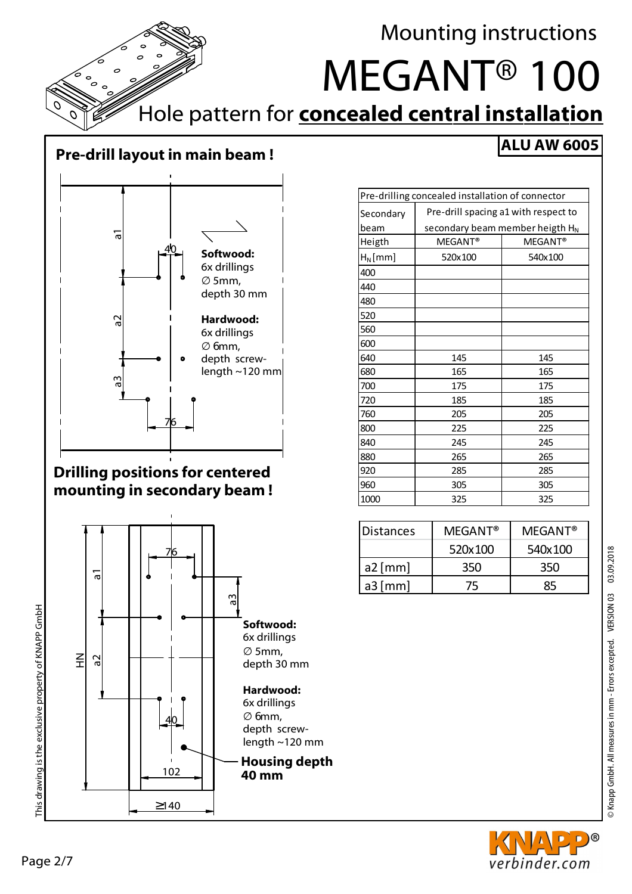# Mounting instructions

# MEGANT® 100

## Hole pattern for **concealed central installation**

**ALU AW 6005**

### Pre-drill layout in main beam !

a1, a2, a3, 40, 76

**Softwood:**
6x drillings
∅ 5mm,
depth 30 mm

**Hardwood:**
6x drillings
∅ 6mm,
depth screw-length ~120 mm

### Drilling positions for centered mounting in secondary beam !

HN, a1, a2, a3, 76, 40, 102, ≥140

**Softwood:**
6x drillings
∅ 5mm,
depth 30 mm

**Hardwood:**
6x drillings
∅ 6mm,
depth screw-length ~120 mm

**Housing depth 40 mm**

| Pre-drilling concealed installation of connector | | |
|---|---|---|
| Secondary beam | Pre-drill spacing a1 with respect to secondary beam member heigth $H_N$ | |
| Heigth | MEGANT® | MEGANT® |
| $H_N$ [mm] | 520x100 | 540x100 |
| 400 | | |
| 440 | | |
| 480 | | |
| 520 | | |
| 560 | | |
| 600 | | |
| 640 | 145 | 145 |
| 680 | 165 | 165 |
| 700 | 175 | 175 |
| 720 | 185 | 185 |
| 760 | 205 | 205 |
| 800 | 225 | 225 |
| 840 | 245 | 245 |
| 880 | 265 | 265 |
| 920 | 285 | 285 |
| 960 | 305 | 305 |
| 1000 | 325 | 325 |

| Distances | MEGANT® | MEGANT® |
|---|---|---|
| | 520x100 | 540x100 |
| a2 [mm] | 350 | 350 |
| a3 [mm] | 75 | 85 |

This drawing is the exclusive property of KNAPP GmbH

© Knapp GmbH. All measures in mm - Errors excepted. VERSION 03 03.09.2018

KNAPP® verbinder.com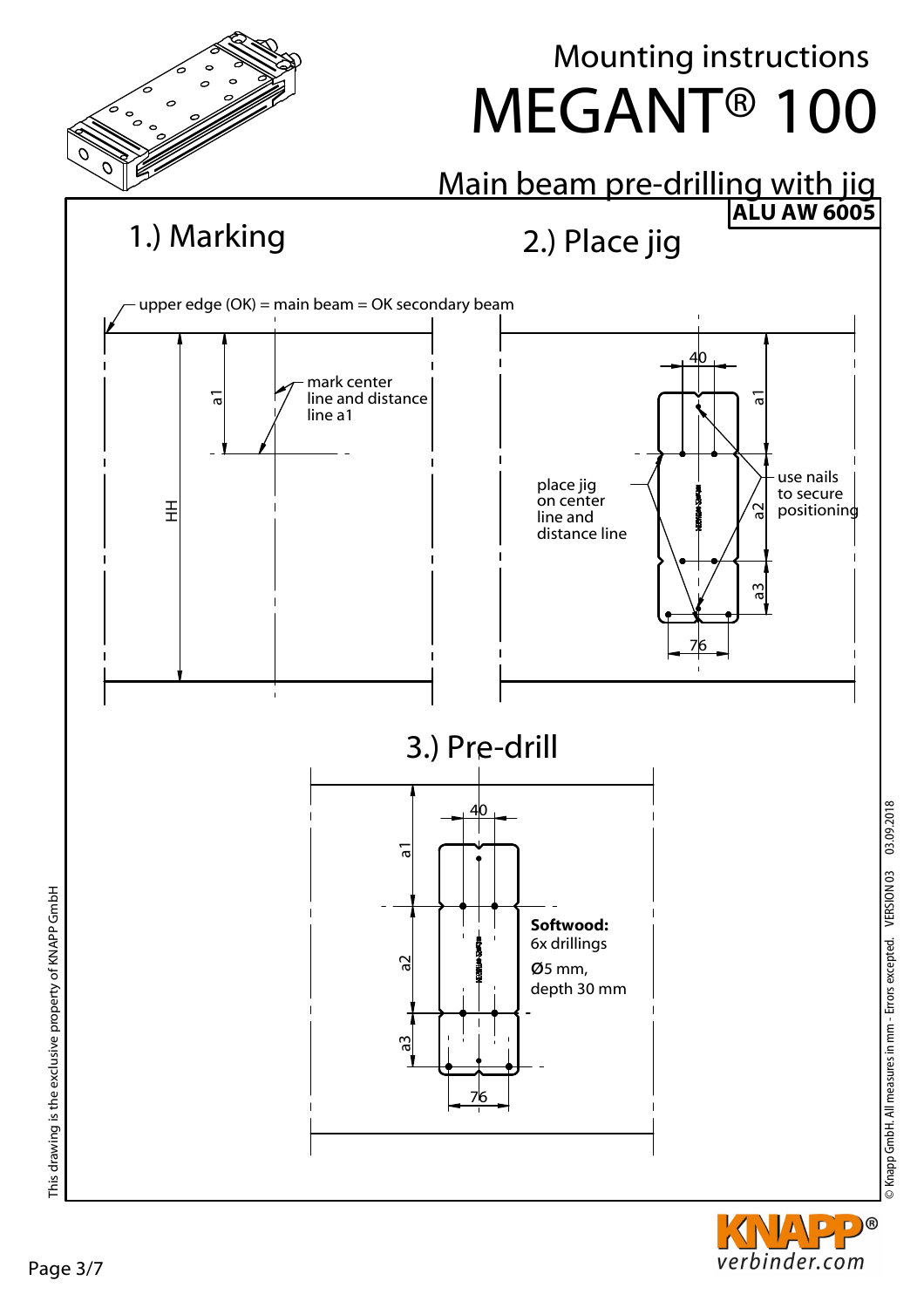# Mounting instructions MEGANT® 100

## Main beam pre-drilling with jig

**ALU AW 6005**

### 1.) Marking

upper edge (OK) = main beam = OK secondary beam

mark center line and distance line a1

a1

HH

### 2.) Place jig

40

a1

a2

a3

76

place jig on center line and distance line

use nails to secure positioning

### 3.) Pre-drill

40

a1

a2

a3

76

**Softwood:**
6x drillings
Ø5 mm,
depth 30 mm

This drawing is the exclusive property of KNAPP GmbH

© Knapp GmbH. All measures in mm - Errors excepted. VERSION 03 03.09.2018

KNAPP® verbinder.com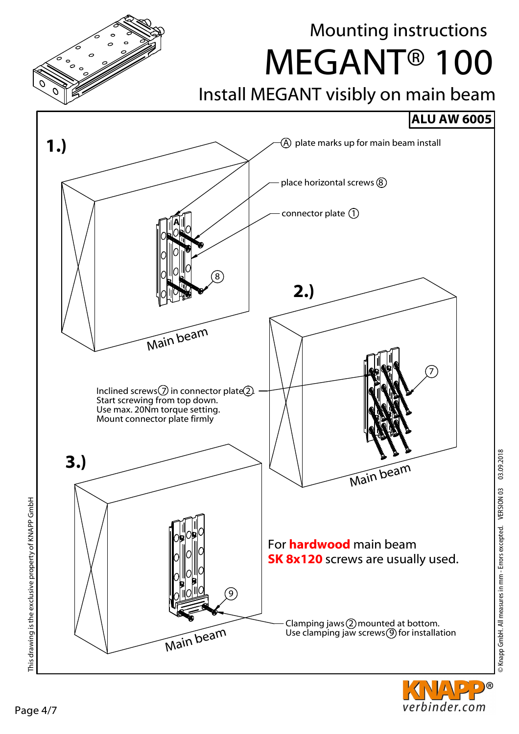# Mounting instructions

# MEGANT® 100

## Install MEGANT visibly on main beam

**ALU AW 6005**

**1.)**

Ⓐ plate marks up for main beam install

place horizontal screws ⑧

connector plate ①

Main beam

**2.)**

Inclined screws ⑦ in connector plate ②.
Start screwing from top down.
Use max. 20Nm torque setting.
Mount connector plate firmly

Main beam

**3.)**

For **hardwood** main beam
**SK 8x120** screws are usually used.

Clamping jaws ② mounted at bottom.
Use clamping jaw screws ⑨ for installation

Main beam

This drawing is the exclusive property of KNAPP GmbH

© Knapp GmbH. All measures in mm - Errors excepted. VERSION 03 03.09.2018

KNAPP® verbinder.com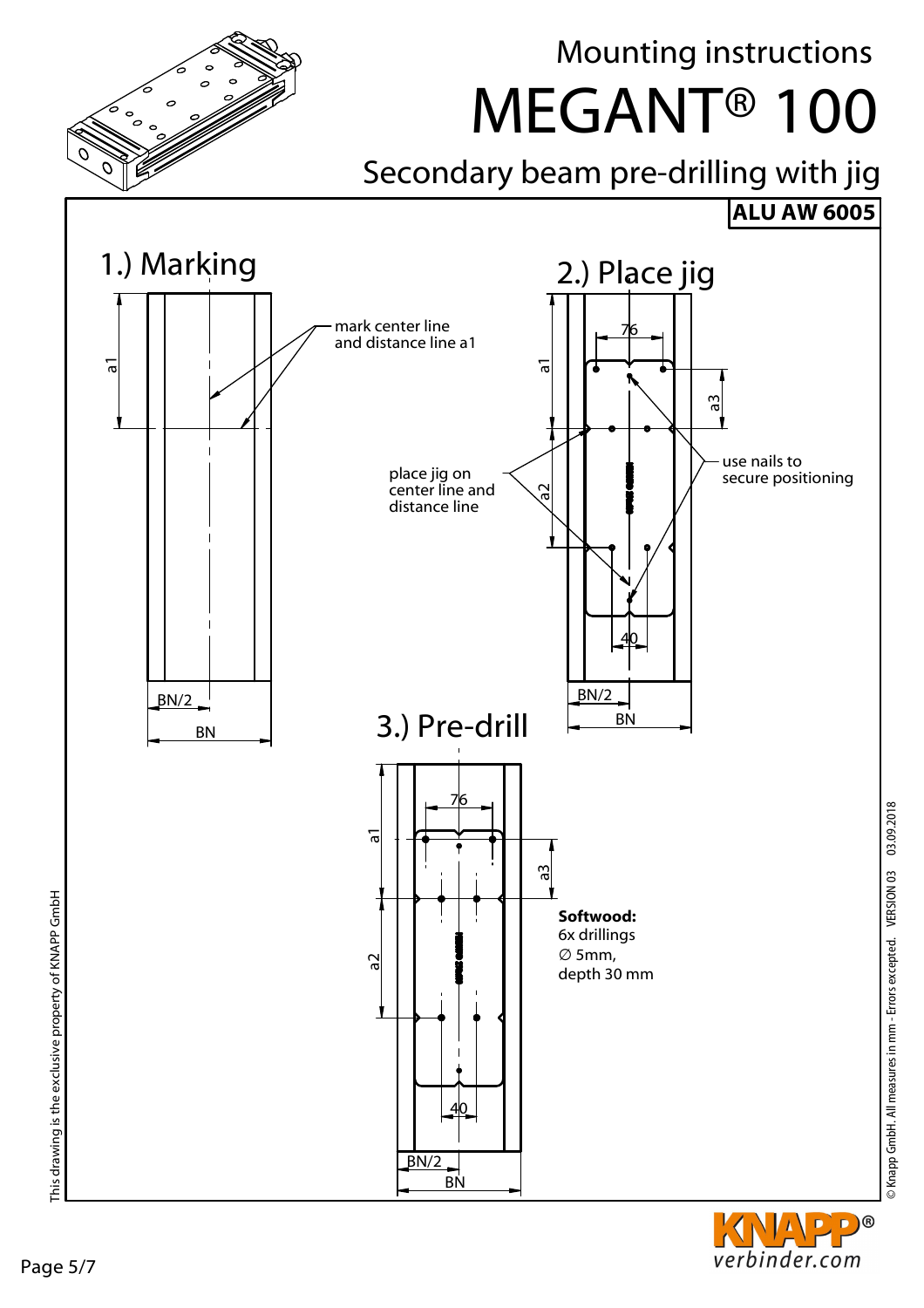# Mounting instructions

# MEGANT® 100

## Secondary beam pre-drilling with jig

**ALU AW 6005**

## 1.) Marking

mark center line and distance line a1

a1

BN/2

BN

## 2.) Place jig

76

a1

a3

a2

place jig on center line and distance line

use nails to secure positioning

40

BN/2

BN

## 3.) Pre-drill

76

a1

a3

a2

**Softwood:**
6x drillings
∅ 5mm,
depth 30 mm

40

BN/2

BN

This drawing is the exclusive property of KNAPP GmbH

© Knapp GmbH. All measures in mm - Errors excepted. VERSION 03 03.09.2018

KNAPP® verbinder.com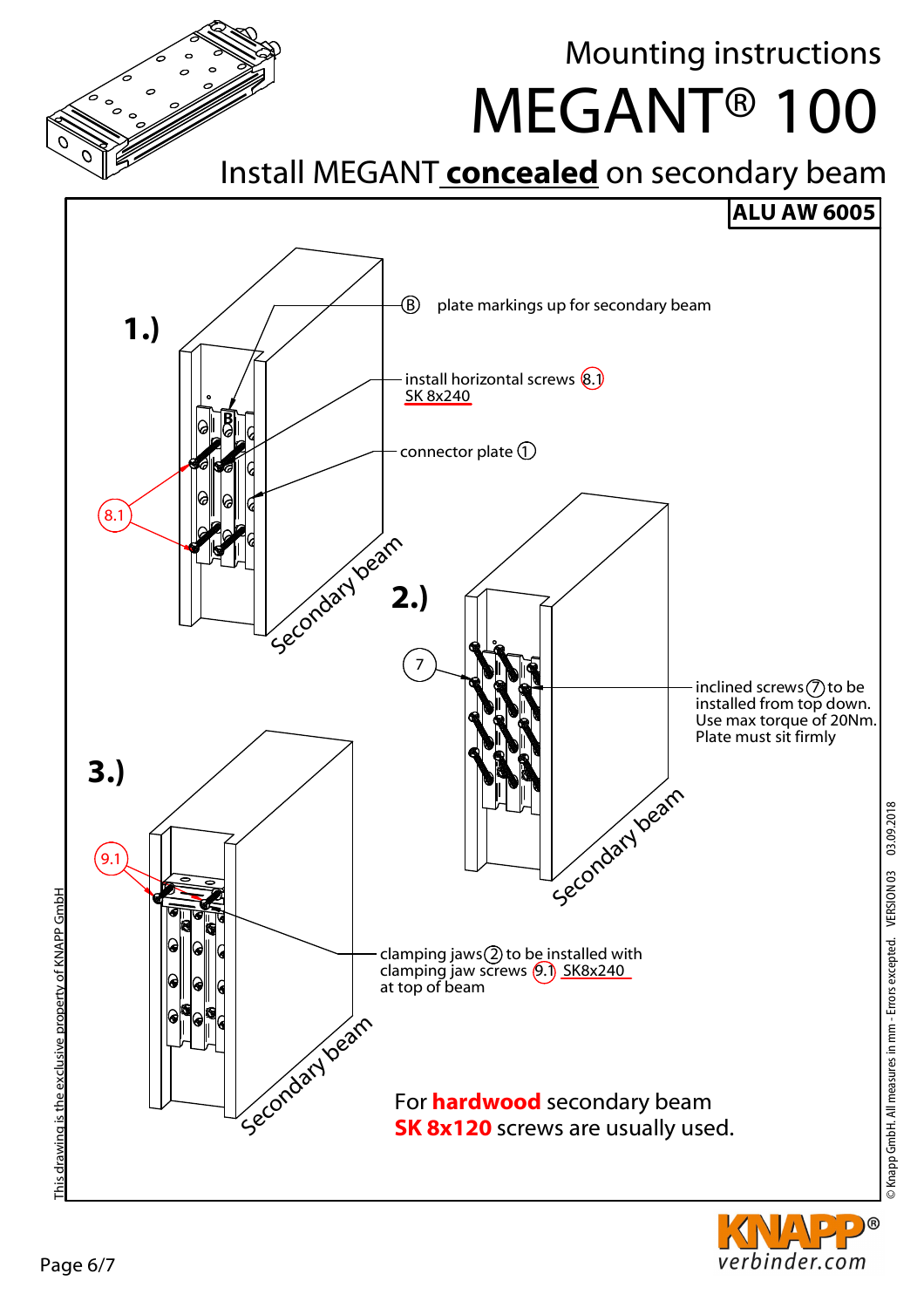# Mounting instructions

# MEGANT® 100

## Install MEGANT **concealed** on secondary beam

**ALU AW 6005**

**1.)**

(B) plate markings up for secondary beam

install horizontal screws (8.1) SK 8x240

connector plate (1)

(8.1)

Secondary beam

**2.)**

(7)

inclined screws (7) to be installed from top down. Use max torque of 20Nm. Plate must sit firmly

Secondary beam

**3.)**

(9.1)

clamping jaws (2) to be installed with clamping jaw screws (9.1) SK8x240 at top of beam

Secondary beam

For **hardwood** secondary beam **SK 8x120** screws are usually used.

This drawing is the exclusive property of KNAPP GmbH

© Knapp GmbH. All measures in mm - Errors excepted. VERSION 03 03.09.2018

KNAPP® verbinder.com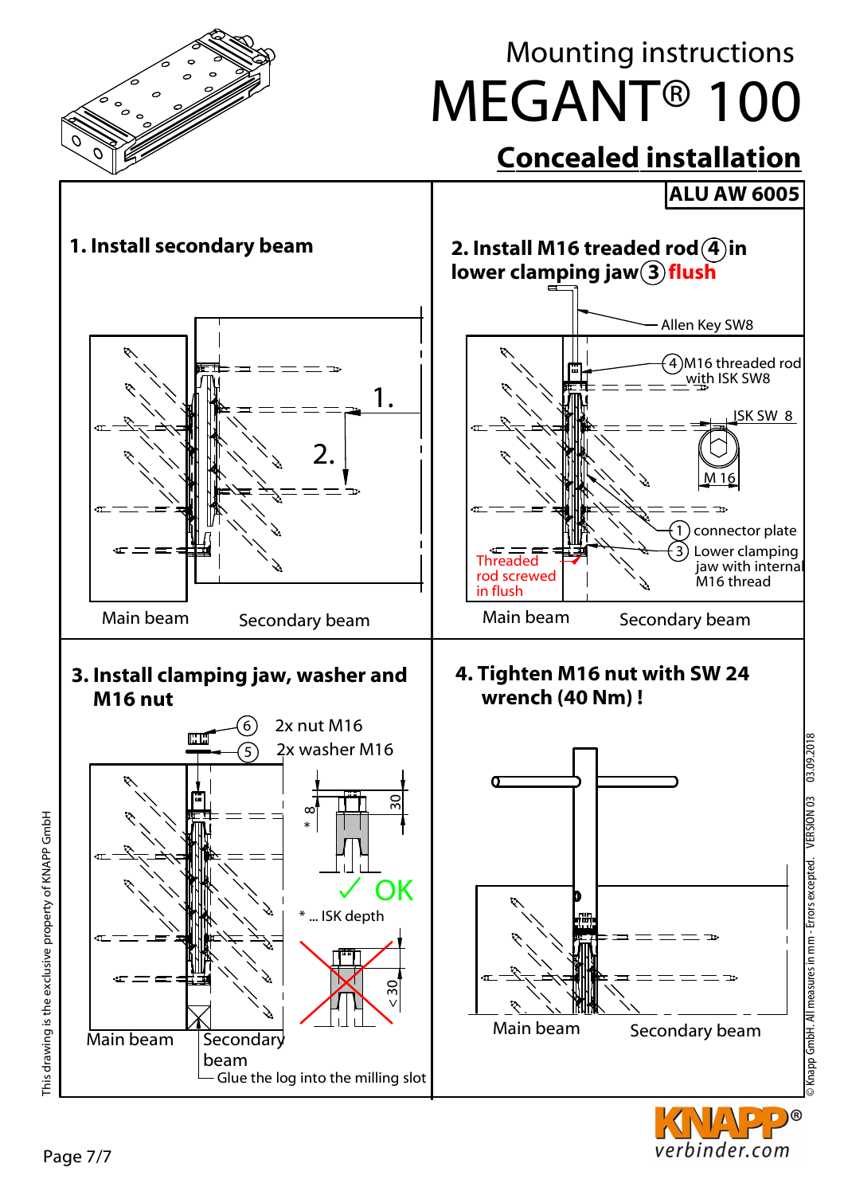# Mounting instructions
# MEGANT® 100
## Concealed installation

**ALU AW 6005**

### 1. Install secondary beam

1.
2.

Main beam
Secondary beam

### 2. Install M16 treaded rod (4) in lower clamping jaw (3) flush

Allen Key SW8
(4) M16 threaded rod with ISK SW8
ISK SW 8
M 16
(1) connector plate
(3) Lower clamping jaw with internal M16 thread
Threaded rod screwed in flush

Main beam
Secondary beam

### 3. Install clamping jaw, washer and M16 nut

(6) 2x nut M16
(5) 2x washer M16

8*
30
✓ OK
* ... ISK depth
<30

Main beam
Secondary beam
Glue the log into the milling slot

### 4. Tighten M16 nut with SW 24 wrench (40 Nm) !

Main beam
Secondary beam

This drawing is the exclusive property of KNAPP GmbH

© Knapp GmbH. All measures in mm - Errors excepted. VERSION 03 03.09.2018

KNAPP® verbinder.com